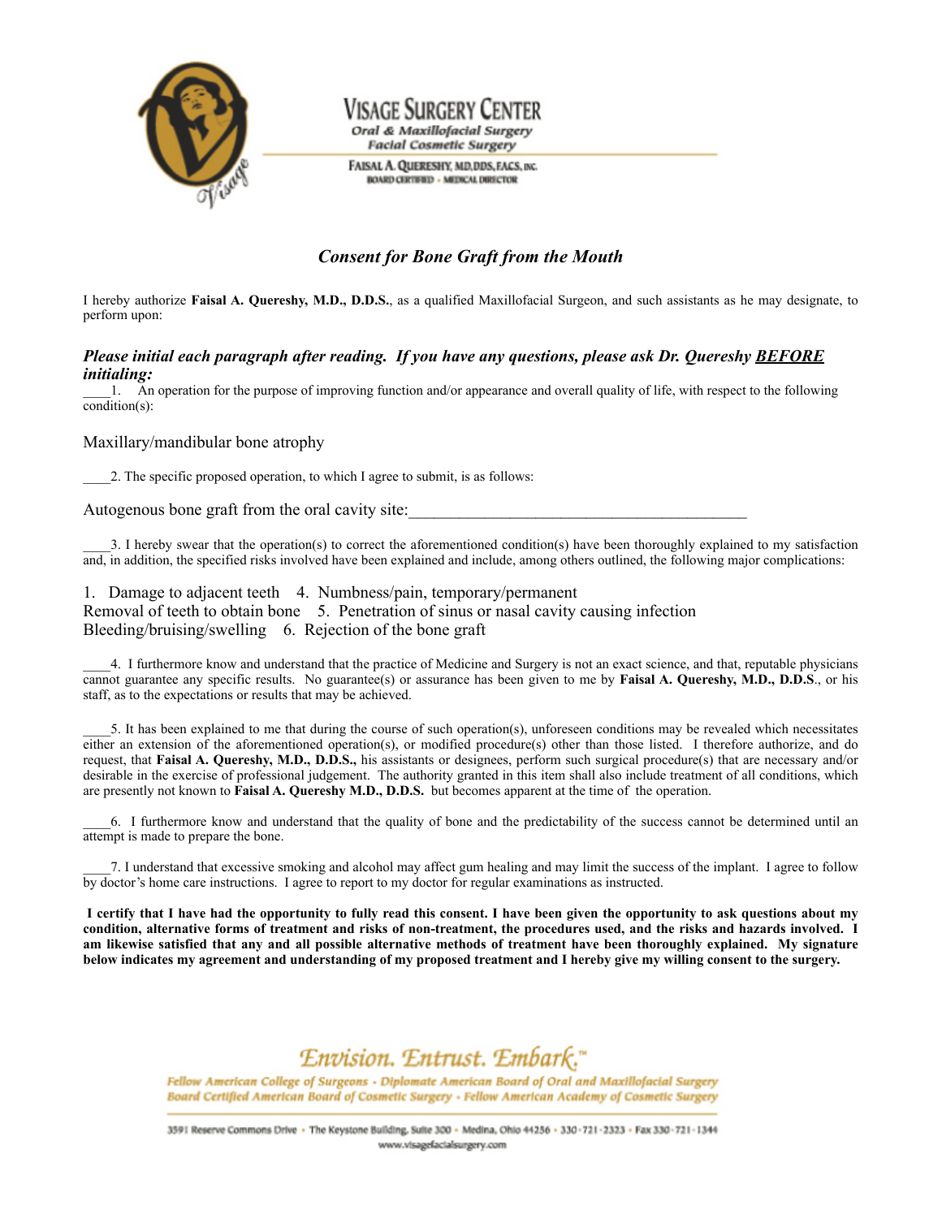# VISAGE SURGERY CENTER

**Oral & Maxillofacial Surgery**
**Facial Cosmetic Surgery**

**FAISAL A. QUERESHY, MD, DDS, FACS, INC.**
**BOARD CERTIFIED • MEDICAL DIRECTOR**

## *Consent for Bone Graft from the Mouth*

I hereby authorize **Faisal A. Quereshy, M.D., D.D.S.**, as a qualified Maxillofacial Surgeon, and such assistants as he may designate, to perform upon:

***Please initial each paragraph after reading. If you have any questions, please ask Dr. Quereshy BEFORE initialing:***

____1. An operation for the purpose of improving function and/or appearance and overall quality of life, with respect to the following condition(s):

Maxillary/mandibular bone atrophy

____2. The specific proposed operation, to which I agree to submit, is as follows:

Autogenous bone graft from the oral cavity site:________________________________________

____3. I hereby swear that the operation(s) to correct the aforementioned condition(s) have been thoroughly explained to my satisfaction and, in addition, the specified risks involved have been explained and include, among others outlined, the following major complications:

1. Damage to adjacent teeth 4. Numbness/pain, temporary/permanent
Removal of teeth to obtain bone 5. Penetration of sinus or nasal cavity causing infection
Bleeding/bruising/swelling 6. Rejection of the bone graft

____4. I furthermore know and understand that the practice of Medicine and Surgery is not an exact science, and that, reputable physicians cannot guarantee any specific results. No guarantee(s) or assurance has been given to me by **Faisal A. Quereshy, M.D., D.D.S**., or his staff, as to the expectations or results that may be achieved.

____5. It has been explained to me that during the course of such operation(s), unforeseen conditions may be revealed which necessitates either an extension of the aforementioned operation(s), or modified procedure(s) other than those listed. I therefore authorize, and do request, that **Faisal A. Quereshy, M.D., D.D.S.,** his assistants or designees, perform such surgical procedure(s) that are necessary and/or desirable in the exercise of professional judgement. The authority granted in this item shall also include treatment of all conditions, which are presently not known to **Faisal A. Quereshy M.D., D.D.S.** but becomes apparent at the time of the operation.

____6. I furthermore know and understand that the quality of bone and the predictability of the success cannot be determined until an attempt is made to prepare the bone.

____7. I understand that excessive smoking and alcohol may affect gum healing and may limit the success of the implant. I agree to follow by doctor's home care instructions. I agree to report to my doctor for regular examinations as instructed.

**I certify that I have had the opportunity to fully read this consent. I have been given the opportunity to ask questions about my condition, alternative forms of treatment and risks of non-treatment, the procedures used, and the risks and hazards involved. I am likewise satisfied that any and all possible alternative methods of treatment have been thoroughly explained. My signature below indicates my agreement and understanding of my proposed treatment and I hereby give my willing consent to the surgery.**

*Envision. Entrust. Embark.*™

*Fellow American College of Surgeons • Diplomate American Board of Oral and Maxillofacial Surgery*
*Board Certified American Board of Cosmetic Surgery • Fellow American Academy of Cosmetic Surgery*

3591 Reserve Commons Drive • The Keystone Building, Suite 300 • Medina, Ohio 44256 • 330-721-2323 • Fax 330-721-1344
www.visagefacialsurgery.com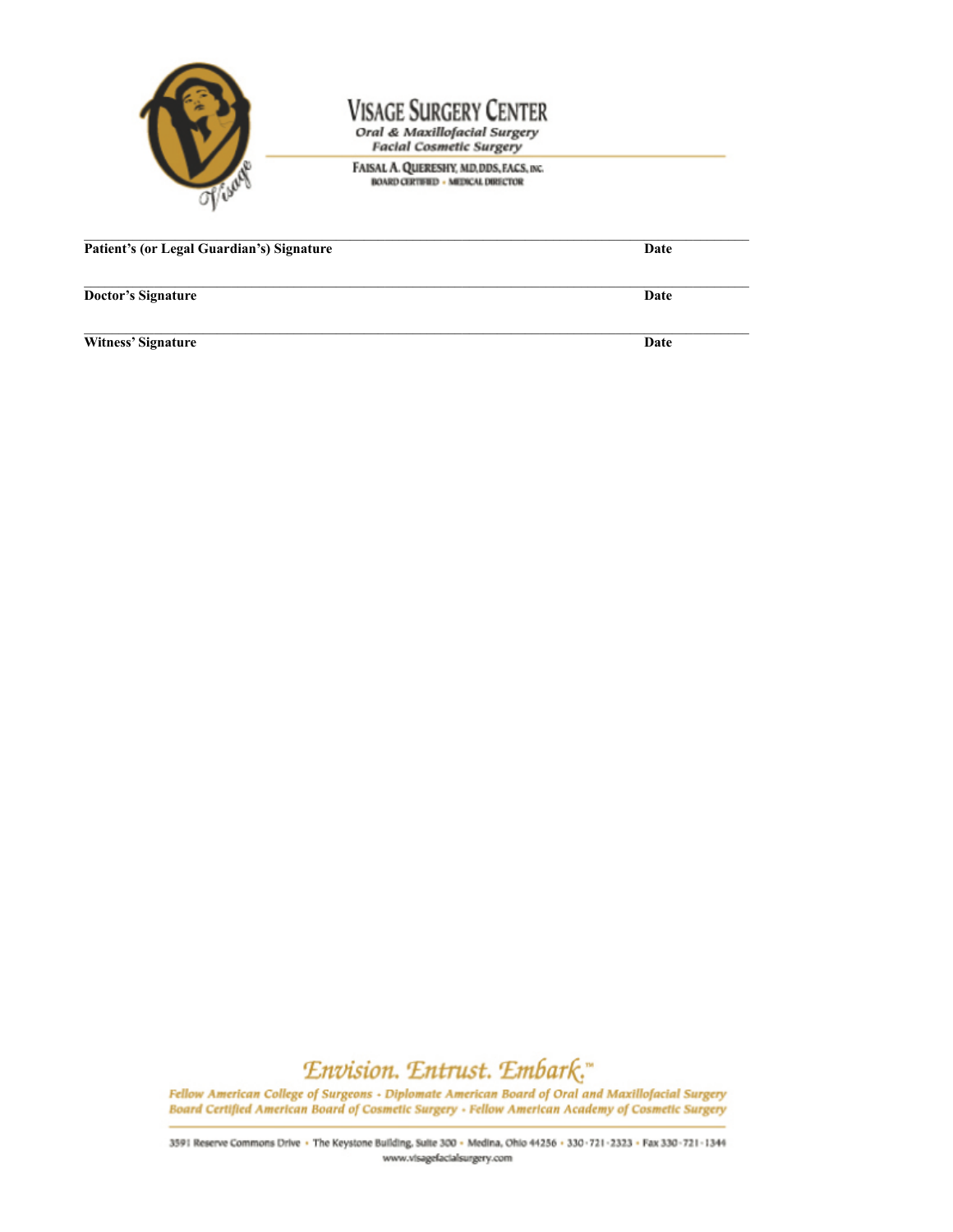# VISAGE SURGERY CENTER

*Oral & Maxillofacial Surgery*
*Facial Cosmetic Surgery*

FAISAL A. QUERESHY, MD, DDS, FACS, INC.
BOARD CERTIFIED • MEDICAL DIRECTOR

______________________________________________________________________________

**Patient's (or Legal Guardian's) Signature** **Date**

______________________________________________________________________________

**Doctor's Signature** **Date**

______________________________________________________________________________

**Witness' Signature** **Date**

*Envision. Entrust. Embark.*™

*Fellow American College of Surgeons • Diplomate American Board of Oral and Maxillofacial Surgery*
*Board Certified American Board of Cosmetic Surgery • Fellow American Academy of Cosmetic Surgery*

3591 Reserve Commons Drive • The Keystone Building, Suite 300 • Medina, Ohio 44256 • 330-721-2323 • Fax 330-721-1344
www.visagefacialsurgery.com